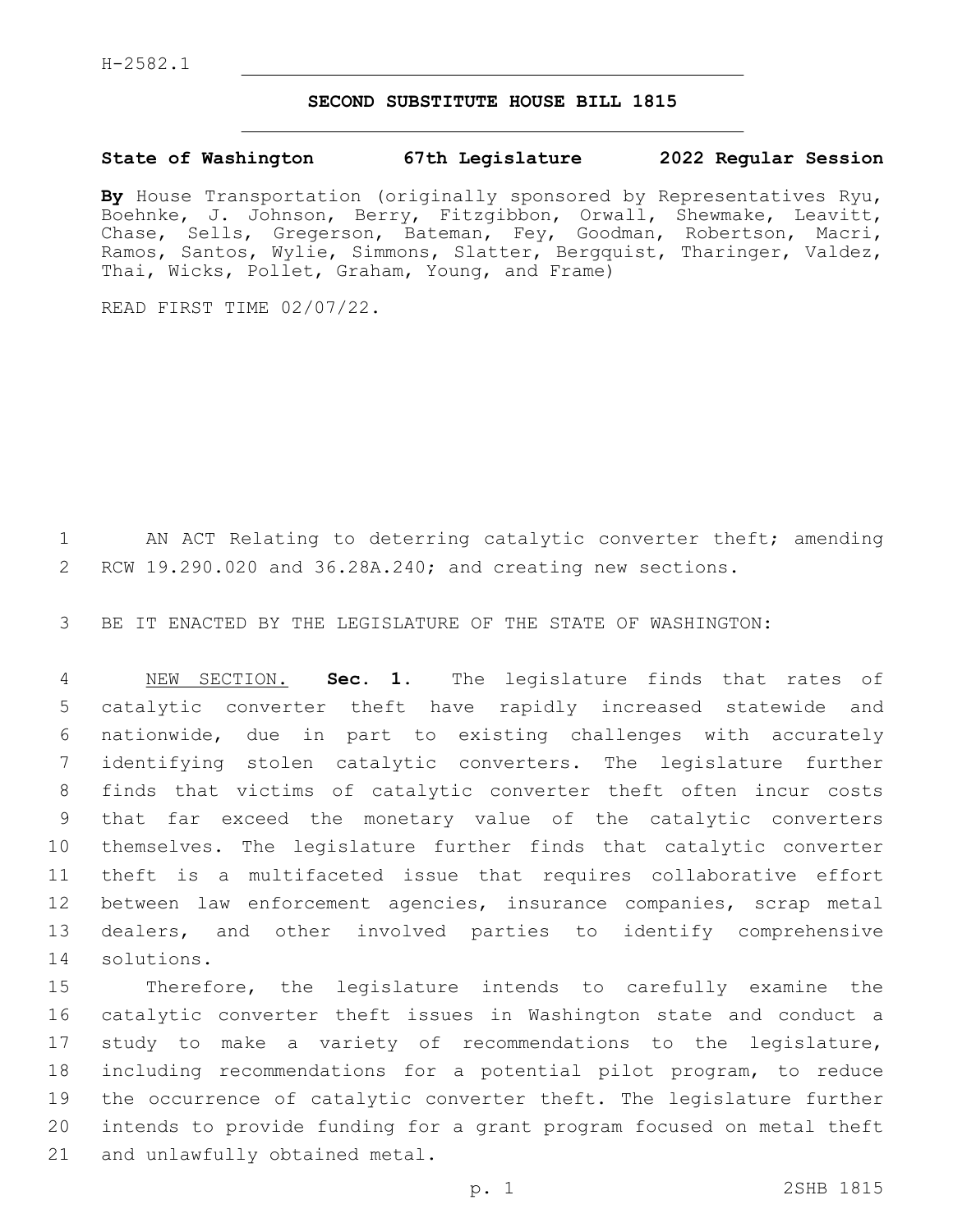H-2582.1

# SECOND SUBSTITUTE HOUSE BILL 1815

**State of Washington 67th Legislature 2022 Regular Session**

**By** House Transportation (originally sponsored by Representatives Ryu, Boehnke, J. Johnson, Berry, Fitzgibbon, Orwall, Shewmake, Leavitt, Chase, Sells, Gregerson, Bateman, Fey, Goodman, Robertson, Macri, Ramos, Santos, Wylie, Simmons, Slatter, Bergquist, Tharinger, Valdez, Thai, Wicks, Pollet, Graham, Young, and Frame)

READ FIRST TIME 02/07/22.

AN ACT Relating to deterring catalytic converter theft; amending RCW 19.290.020 and 36.28A.240; and creating new sections.

BE IT ENACTED BY THE LEGISLATURE OF THE STATE OF WASHINGTON:

NEW SECTION. **Sec. 1.** The legislature finds that rates of catalytic converter theft have rapidly increased statewide and nationwide, due in part to existing challenges with accurately identifying stolen catalytic converters. The legislature further finds that victims of catalytic converter theft often incur costs that far exceed the monetary value of the catalytic converters themselves. The legislature further finds that catalytic converter theft is a multifaceted issue that requires collaborative effort between law enforcement agencies, insurance companies, scrap metal dealers, and other involved parties to identify comprehensive solutions.

Therefore, the legislature intends to carefully examine the catalytic converter theft issues in Washington state and conduct a study to make a variety of recommendations to the legislature, including recommendations for a potential pilot program, to reduce the occurrence of catalytic converter theft. The legislature further intends to provide funding for a grant program focused on metal theft and unlawfully obtained metal.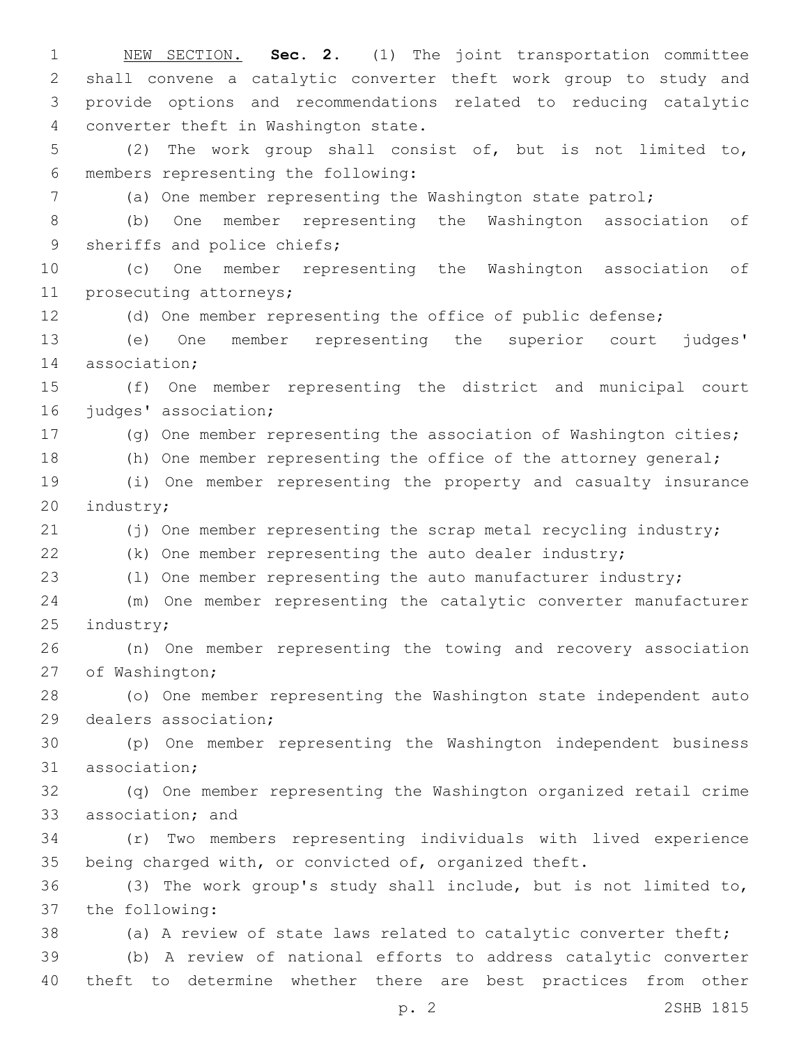NEW SECTION. **Sec. 2.** (1) The joint transportation committee shall convene a catalytic converter theft work group to study and provide options and recommendations related to reducing catalytic converter theft in Washington state.

(2) The work group shall consist of, but is not limited to, members representing the following:

(a) One member representing the Washington state patrol;

(b) One member representing the Washington association of sheriffs and police chiefs;

(c) One member representing the Washington association of prosecuting attorneys;

(d) One member representing the office of public defense;

(e) One member representing the superior court judges' association;

(f) One member representing the district and municipal court judges' association;

(g) One member representing the association of Washington cities;

(h) One member representing the office of the attorney general;

(i) One member representing the property and casualty insurance industry;

(j) One member representing the scrap metal recycling industry;

(k) One member representing the auto dealer industry;

(l) One member representing the auto manufacturer industry;

(m) One member representing the catalytic converter manufacturer industry;

(n) One member representing the towing and recovery association of Washington;

(o) One member representing the Washington state independent auto dealers association;

(p) One member representing the Washington independent business association;

(q) One member representing the Washington organized retail crime association; and

(r) Two members representing individuals with lived experience being charged with, or convicted of, organized theft.

(3) The work group's study shall include, but is not limited to, the following:

(a) A review of state laws related to catalytic converter theft;

(b) A review of national efforts to address catalytic converter theft to determine whether there are best practices from other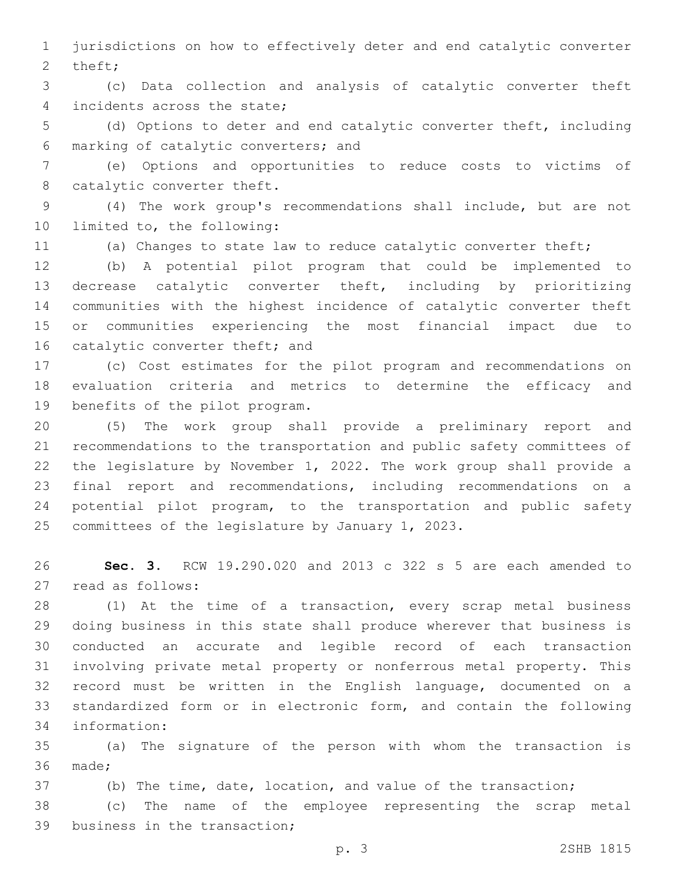jurisdictions on how to effectively deter and end catalytic converter theft;

(c) Data collection and analysis of catalytic converter theft incidents across the state;

(d) Options to deter and end catalytic converter theft, including marking of catalytic converters; and

(e) Options and opportunities to reduce costs to victims of catalytic converter theft.

(4) The work group's recommendations shall include, but are not limited to, the following:

(a) Changes to state law to reduce catalytic converter theft;

(b) A potential pilot program that could be implemented to decrease catalytic converter theft, including by prioritizing communities with the highest incidence of catalytic converter theft or communities experiencing the most financial impact due to catalytic converter theft; and

(c) Cost estimates for the pilot program and recommendations on evaluation criteria and metrics to determine the efficacy and benefits of the pilot program.

(5) The work group shall provide a preliminary report and recommendations to the transportation and public safety committees of the legislature by November 1, 2022. The work group shall provide a final report and recommendations, including recommendations on a potential pilot program, to the transportation and public safety committees of the legislature by January 1, 2023.

**Sec. 3.** RCW 19.290.020 and 2013 c 322 s 5 are each amended to read as follows:

(1) At the time of a transaction, every scrap metal business doing business in this state shall produce wherever that business is conducted an accurate and legible record of each transaction involving private metal property or nonferrous metal property. This record must be written in the English language, documented on a standardized form or in electronic form, and contain the following information:

(a) The signature of the person with whom the transaction is made;

(b) The time, date, location, and value of the transaction;

(c) The name of the employee representing the scrap metal business in the transaction;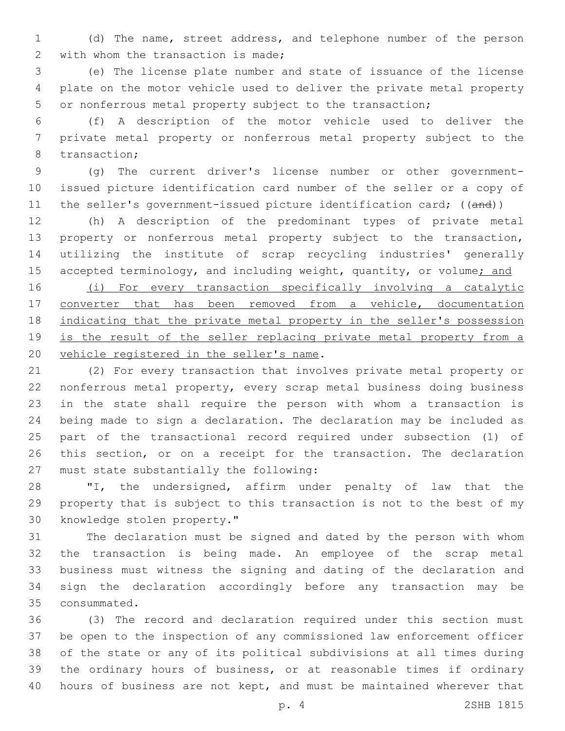(d) The name, street address, and telephone number of the person with whom the transaction is made;

(e) The license plate number and state of issuance of the license plate on the motor vehicle used to deliver the private metal property or nonferrous metal property subject to the transaction;

(f) A description of the motor vehicle used to deliver the private metal property or nonferrous metal property subject to the transaction;

(g) The current driver's license number or other government-issued picture identification card number of the seller or a copy of the seller's government-issued picture identification card; ((~~and~~))

(h) A description of the predominant types of private metal property or nonferrous metal property subject to the transaction, utilizing the institute of scrap recycling industries' generally accepted terminology, and including weight, quantity, or volume<u>; and</u>

<u>(i) For every transaction specifically involving a catalytic converter that has been removed from a vehicle, documentation indicating that the private metal property in the seller's possession is the result of the seller replacing private metal property from a vehicle registered in the seller's name</u>.

(2) For every transaction that involves private metal property or nonferrous metal property, every scrap metal business doing business in the state shall require the person with whom a transaction is being made to sign a declaration. The declaration may be included as part of the transactional record required under subsection (1) of this section, or on a receipt for the transaction. The declaration must state substantially the following:

"I, the undersigned, affirm under penalty of law that the property that is subject to this transaction is not to the best of my knowledge stolen property."

The declaration must be signed and dated by the person with whom the transaction is being made. An employee of the scrap metal business must witness the signing and dating of the declaration and sign the declaration accordingly before any transaction may be consummated.

(3) The record and declaration required under this section must be open to the inspection of any commissioned law enforcement officer of the state or any of its political subdivisions at all times during the ordinary hours of business, or at reasonable times if ordinary hours of business are not kept, and must be maintained wherever that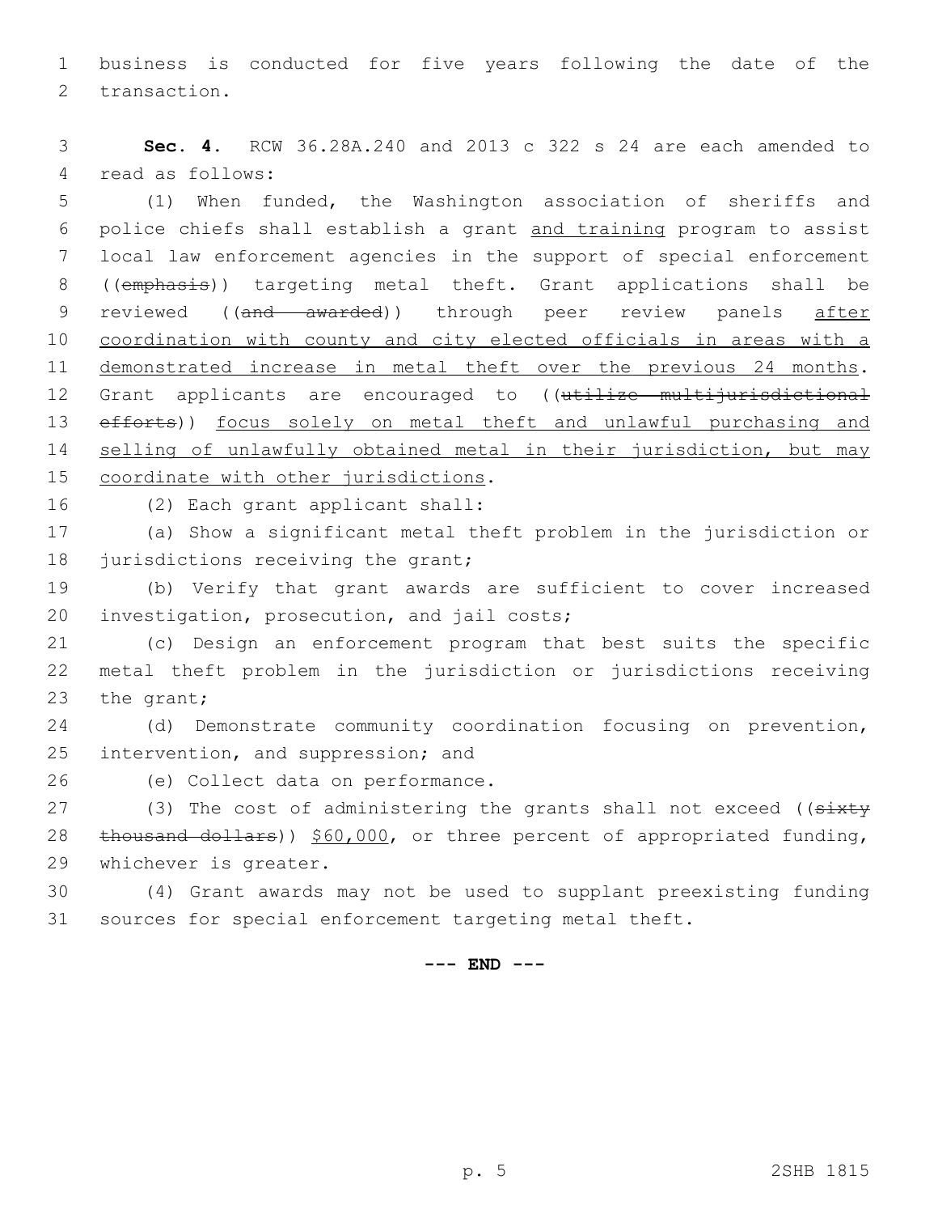business is conducted for five years following the date of the transaction.

**Sec. 4.** RCW 36.28A.240 and 2013 c 322 s 24 are each amended to read as follows:

(1) When funded, the Washington association of sheriffs and police chiefs shall establish a grant and training program to assist local law enforcement agencies in the support of special enforcement ((~~emphasis~~)) targeting metal theft. Grant applications shall be reviewed ((~~and awarded~~)) through peer review panels after coordination with county and city elected officials in areas with a demonstrated increase in metal theft over the previous 24 months. Grant applicants are encouraged to ((~~utilize multijurisdictional efforts~~)) focus solely on metal theft and unlawful purchasing and selling of unlawfully obtained metal in their jurisdiction, but may coordinate with other jurisdictions.

(2) Each grant applicant shall:

(a) Show a significant metal theft problem in the jurisdiction or jurisdictions receiving the grant;

(b) Verify that grant awards are sufficient to cover increased investigation, prosecution, and jail costs;

(c) Design an enforcement program that best suits the specific metal theft problem in the jurisdiction or jurisdictions receiving the grant;

(d) Demonstrate community coordination focusing on prevention, intervention, and suppression; and

(e) Collect data on performance.

(3) The cost of administering the grants shall not exceed ((~~sixty thousand dollars~~)) $60,000, or three percent of appropriated funding, whichever is greater.

(4) Grant awards may not be used to supplant preexisting funding sources for special enforcement targeting metal theft.

--- END ---